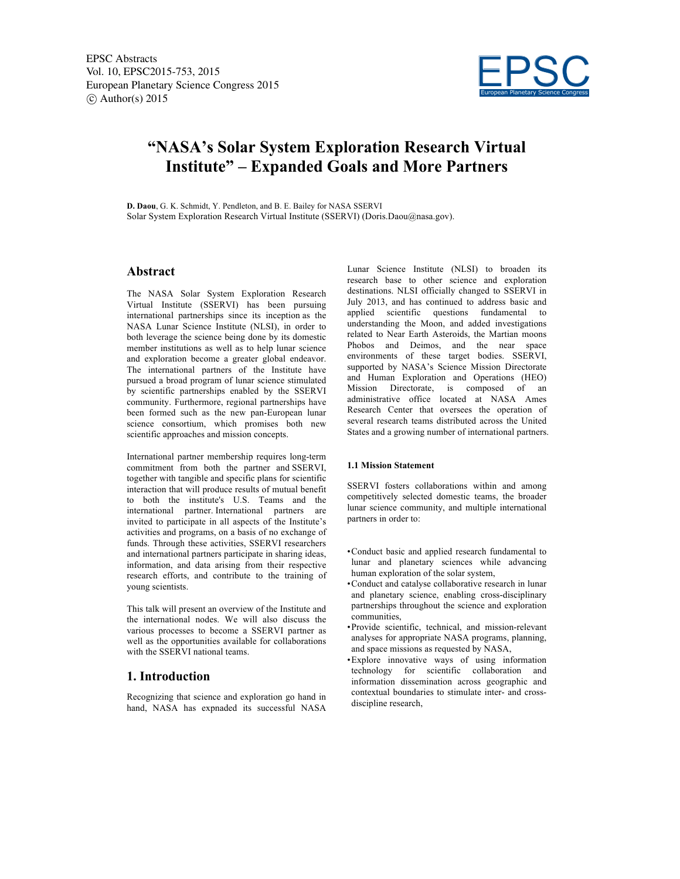# "NASA's Solar System Exploration Research Virtual Institute" – Expanded Goals and More Partners

**D. Daou**, G. K. Schmidt, Y. Pendleton, and B. E. Bailey for NASA SSERVI
Solar System Exploration Research Virtual Institute (SSERVI) (Doris.Daou@nasa.gov).

## Abstract

The NASA Solar System Exploration Research Virtual Institute (SSERVI) has been pursuing international partnerships since its inception as the NASA Lunar Science Institute (NLSI), in order to both leverage the science being done by its domestic member institutions as well as to help lunar science and exploration become a greater global endeavor. The international partners of the Institute have pursued a broad program of lunar science stimulated by scientific partnerships enabled by the SSERVI community. Furthermore, regional partnerships have been formed such as the new pan-European lunar science consortium, which promises both new scientific approaches and mission concepts.

International partner membership requires long-term commitment from both the partner and SSERVI, together with tangible and specific plans for scientific interaction that will produce results of mutual benefit to both the institute's U.S. Teams and the international partner. International partners are invited to participate in all aspects of the Institute's activities and programs, on a basis of no exchange of funds. Through these activities, SSERVI researchers and international partners participate in sharing ideas, information, and data arising from their respective research efforts, and contribute to the training of young scientists.

This talk will present an overview of the Institute and the international nodes. We will also discuss the various processes to become a SSERVI partner as well as the opportunities available for collaborations with the SSERVI national teams.

## 1. Introduction

Recognizing that science and exploration go hand in hand, NASA has expnaded its successful NASA Lunar Science Institute (NLSI) to broaden its research base to other science and exploration destinations. NLSI officially changed to SSERVI in July 2013, and has continued to address basic and applied scientific questions fundamental to understanding the Moon, and added investigations related to Near Earth Asteroids, the Martian moons Phobos and Deimos, and the near space environments of these target bodies. SSERVI, supported by NASA's Science Mission Directorate and Human Exploration and Operations (HEO) Mission Directorate, is composed of an administrative office located at NASA Ames Research Center that oversees the operation of several research teams distributed across the United States and a growing number of international partners.

### 1.1 Mission Statement

SSERVI fosters collaborations within and among competitively selected domestic teams, the broader lunar science community, and multiple international partners in order to:

- Conduct basic and applied research fundamental to lunar and planetary sciences while advancing human exploration of the solar system,
- Conduct and catalyse collaborative research in lunar and planetary science, enabling cross-disciplinary partnerships throughout the science and exploration communities,
- Provide scientific, technical, and mission-relevant analyses for appropriate NASA programs, planning, and space missions as requested by NASA,
- Explore innovative ways of using information technology for scientific collaboration and information dissemination across geographic and contextual boundaries to stimulate inter- and cross-discipline research,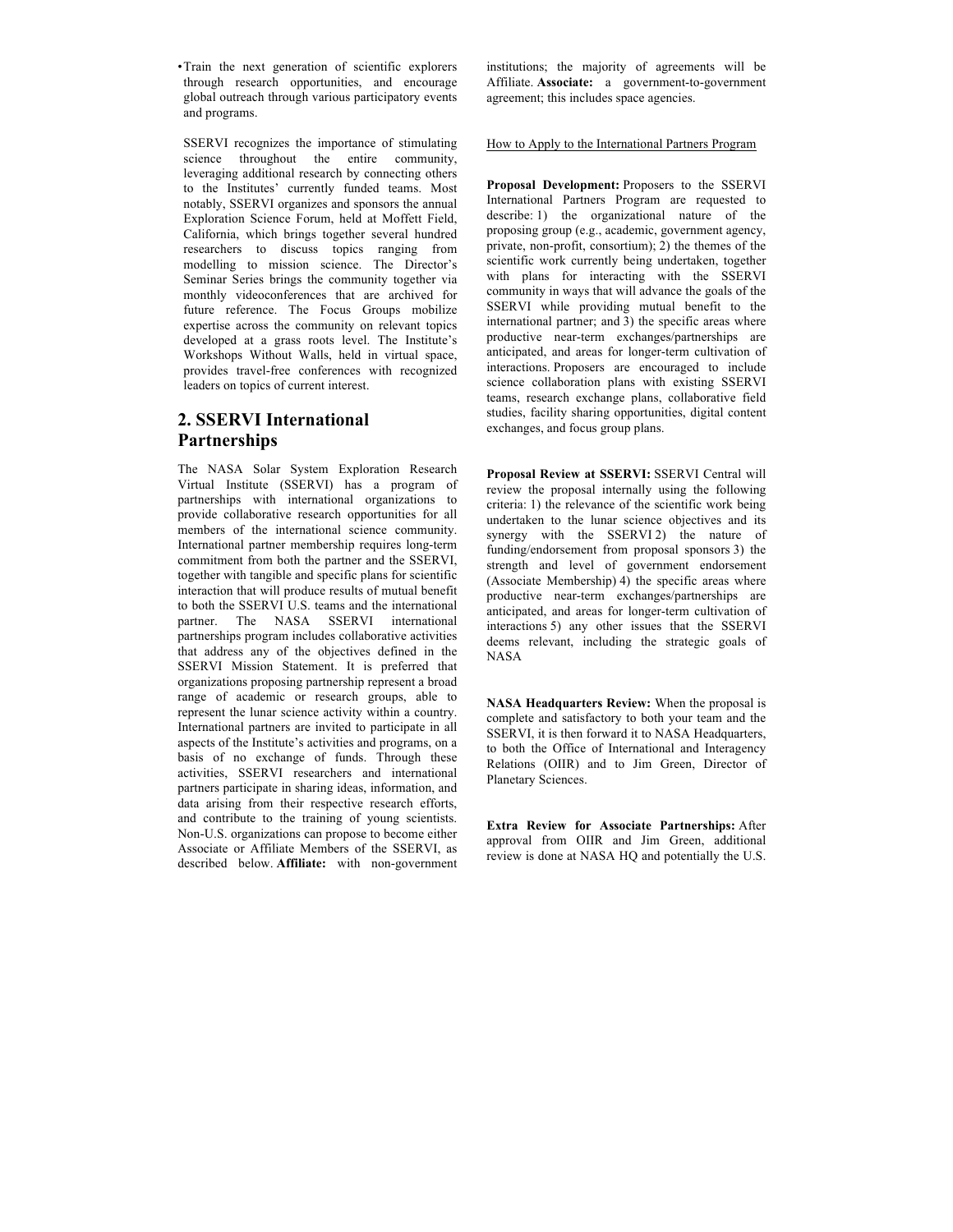- Train the next generation of scientific explorers through research opportunities, and encourage global outreach through various participatory events and programs.

SSERVI recognizes the importance of stimulating science throughout the entire community, leveraging additional research by connecting others to the Institutes' currently funded teams. Most notably, SSERVI organizes and sponsors the annual Exploration Science Forum, held at Moffett Field, California, which brings together several hundred researchers to discuss topics ranging from modelling to mission science. The Director's Seminar Series brings the community together via monthly videoconferences that are archived for future reference. The Focus Groups mobilize expertise across the community on relevant topics developed at a grass roots level. The Institute's Workshops Without Walls, held in virtual space, provides travel-free conferences with recognized leaders on topics of current interest.

## 2. SSERVI International Partnerships

The NASA Solar System Exploration Research Virtual Institute (SSERVI) has a program of partnerships with international organizations to provide collaborative research opportunities for all members of the international science community. International partner membership requires long-term commitment from both the partner and the SSERVI, together with tangible and specific plans for scientific interaction that will produce results of mutual benefit to both the SSERVI U.S. teams and the international partner. The NASA SSERVI international partnerships program includes collaborative activities that address any of the objectives defined in the SSERVI Mission Statement. It is preferred that organizations proposing partnership represent a broad range of academic or research groups, able to represent the lunar science activity within a country. International partners are invited to participate in all aspects of the Institute's activities and programs, on a basis of no exchange of funds. Through these activities, SSERVI researchers and international partners participate in sharing ideas, information, and data arising from their respective research efforts, and contribute to the training of young scientists. Non-U.S. organizations can propose to become either Associate or Affiliate Members of the SSERVI, as described below. **Affiliate:** with non-government institutions; the majority of agreements will be Affiliate. **Associate:** a government-to-government agreement; this includes space agencies.

How to Apply to the International Partners Program

**Proposal Development:** Proposers to the SSERVI International Partners Program are requested to describe: 1) the organizational nature of the proposing group (e.g., academic, government agency, private, non-profit, consortium); 2) the themes of the scientific work currently being undertaken, together with plans for interacting with the SSERVI community in ways that will advance the goals of the SSERVI while providing mutual benefit to the international partner; and 3) the specific areas where productive near-term exchanges/partnerships are anticipated, and areas for longer-term cultivation of interactions. Proposers are encouraged to include science collaboration plans with existing SSERVI teams, research exchange plans, collaborative field studies, facility sharing opportunities, digital content exchanges, and focus group plans.

**Proposal Review at SSERVI:** SSERVI Central will review the proposal internally using the following criteria: 1) the relevance of the scientific work being undertaken to the lunar science objectives and its synergy with the SSERVI 2) the nature of funding/endorsement from proposal sponsors 3) the strength and level of government endorsement (Associate Membership) 4) the specific areas where productive near-term exchanges/partnerships are anticipated, and areas for longer-term cultivation of interactions 5) any other issues that the SSERVI deems relevant, including the strategic goals of NASA

**NASA Headquarters Review:** When the proposal is complete and satisfactory to both your team and the SSERVI, it is then forward it to NASA Headquarters, to both the Office of International and Interagency Relations (OIIR) and to Jim Green, Director of Planetary Sciences.

**Extra Review for Associate Partnerships:** After approval from OIIR and Jim Green, additional review is done at NASA HQ and potentially the U.S.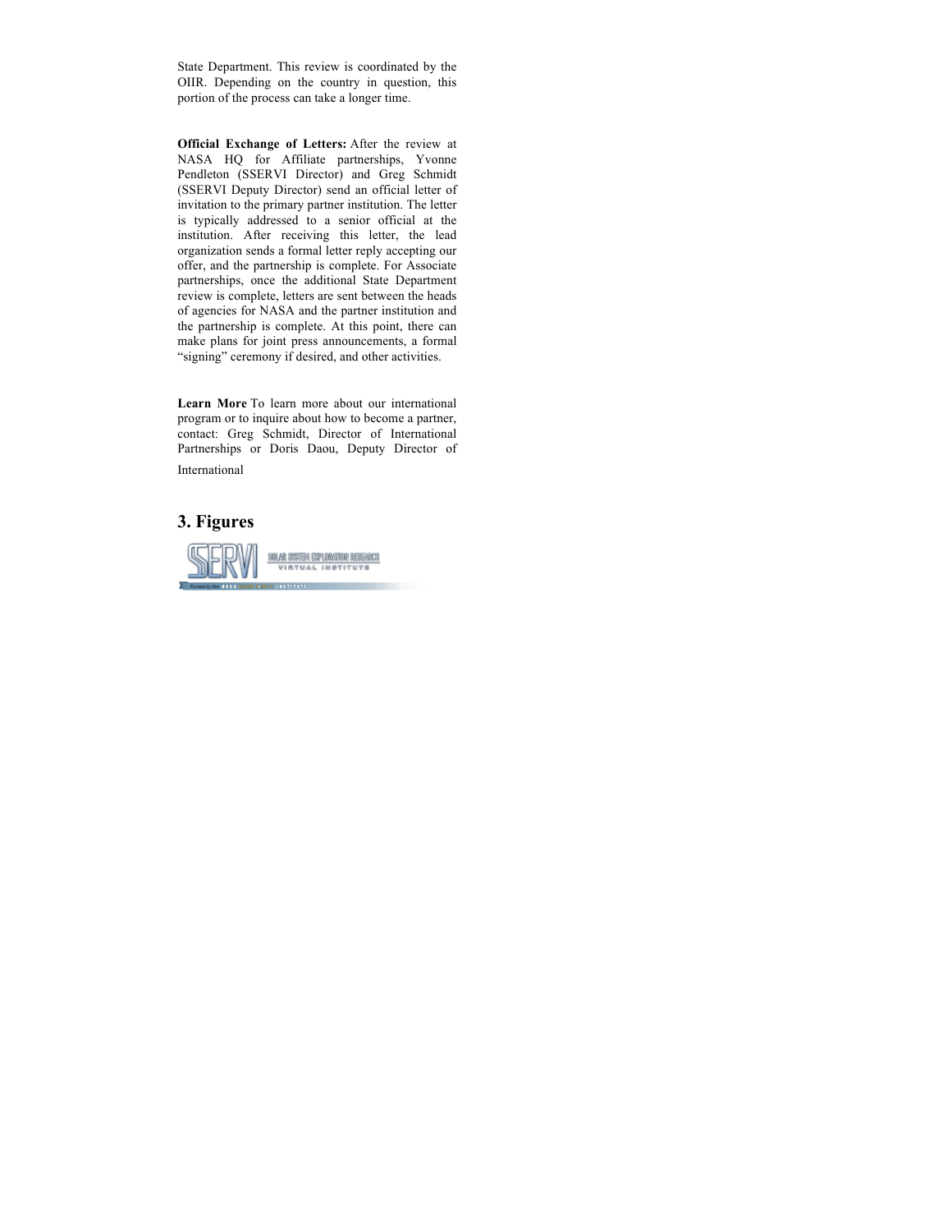State Department. This review is coordinated by the OIIR. Depending on the country in question, this portion of the process can take a longer time.

**Official Exchange of Letters:** After the review at NASA HQ for Affiliate partnerships, Yvonne Pendleton (SSERVI Director) and Greg Schmidt (SSERVI Deputy Director) send an official letter of invitation to the primary partner institution. The letter is typically addressed to a senior official at the institution. After receiving this letter, the lead organization sends a formal letter reply accepting our offer, and the partnership is complete. For Associate partnerships, once the additional State Department review is complete, letters are sent between the heads of agencies for NASA and the partner institution and the partnership is complete. At this point, there can make plans for joint press announcements, a formal "signing" ceremony if desired, and other activities.

**Learn More** To learn more about our international program or to inquire about how to become a partner, contact: Greg Schmidt, Director of International Partnerships or Doris Daou, Deputy Director of International

## 3. Figures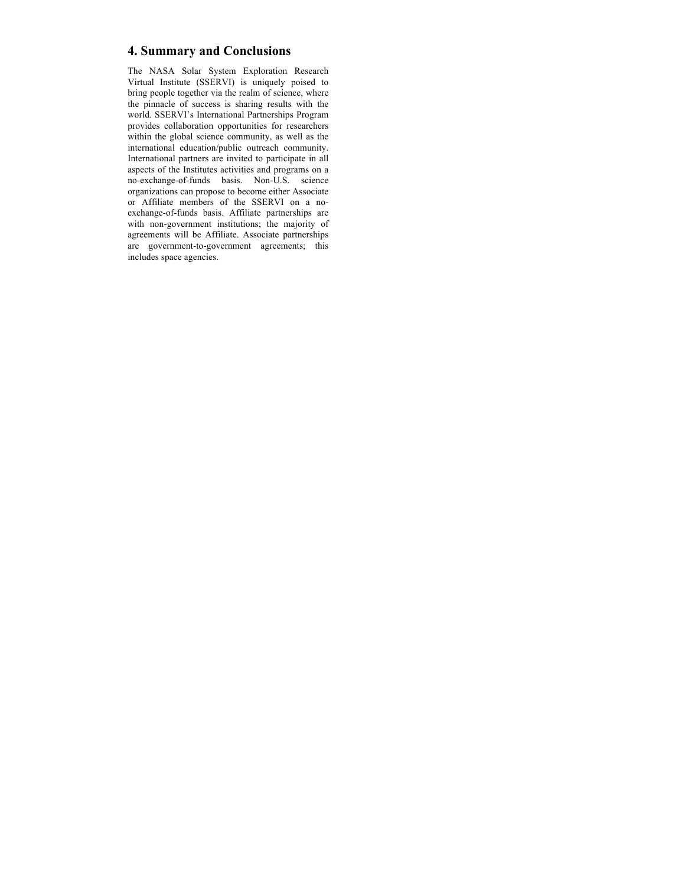## 4. Summary and Conclusions

The NASA Solar System Exploration Research Virtual Institute (SSERVI) is uniquely poised to bring people together via the realm of science, where the pinnacle of success is sharing results with the world. SSERVI's International Partnerships Program provides collaboration opportunities for researchers within the global science community, as well as the international education/public outreach community. International partners are invited to participate in all aspects of the Institutes activities and programs on a no-exchange-of-funds basis. Non-U.S. science organizations can propose to become either Associate or Affiliate members of the SSERVI on a no-exchange-of-funds basis. Affiliate partnerships are with non-government institutions; the majority of agreements will be Affiliate. Associate partnerships are government-to-government agreements; this includes space agencies.